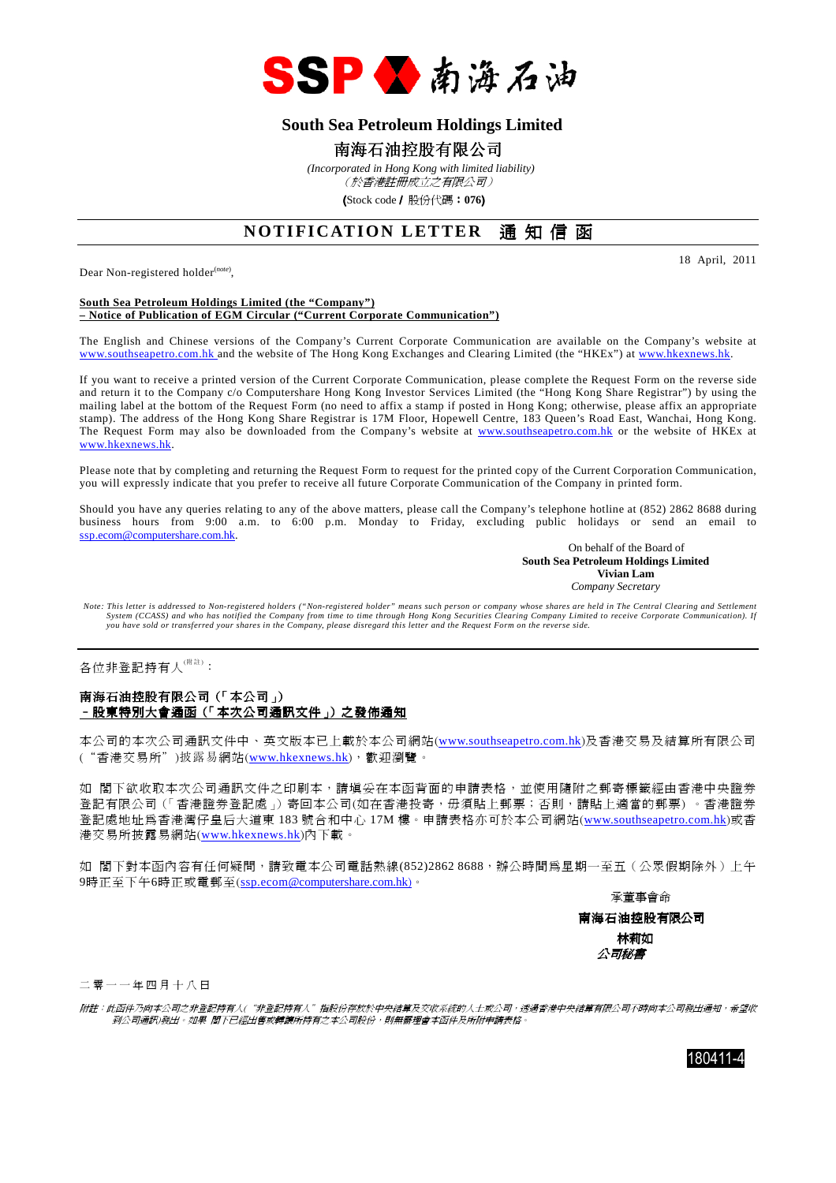SSP 南海石油

# South Sea Petroleum Holdings Limited

# 南海石油控股有限公司

*(Incorporated in Hong Kong with limited liability)*
*（於香港註冊成立之有限公司）*

**(**Stock code **/** 股份代碼：**076)**

## NOTIFICATION LETTER 通知信函

18 April, 2011

Dear Non-registered holder[(note)],

**South Sea Petroleum Holdings Limited (the "Company")**
**– Notice of Publication of EGM Circular ("Current Corporate Communication")**

The English and Chinese versions of the Company's Current Corporate Communication are available on the Company's website at www.southseapetro.com.hk and the website of The Hong Kong Exchanges and Clearing Limited (the "HKEx") at www.hkexnews.hk.

If you want to receive a printed version of the Current Corporate Communication, please complete the Request Form on the reverse side and return it to the Company c/o Computershare Hong Kong Investor Services Limited (the "Hong Kong Share Registrar") by using the mailing label at the bottom of the Request Form (no need to affix a stamp if posted in Hong Kong; otherwise, please affix an appropriate stamp). The address of the Hong Kong Share Registrar is 17M Floor, Hopewell Centre, 183 Queen's Road East, Wanchai, Hong Kong. The Request Form may also be downloaded from the Company's website at www.southseapetro.com.hk or the website of HKEx at www.hkexnews.hk.

Please note that by completing and returning the Request Form to request for the printed copy of the Current Corporation Communication, you will expressly indicate that you prefer to receive all future Corporate Communication of the Company in printed form.

Should you have any queries relating to any of the above matters, please call the Company's telephone hotline at (852) 2862 8688 during business hours from 9:00 a.m. to 6:00 p.m. Monday to Friday, excluding public holidays or send an email to ssp.ecom@computershare.com.hk.

On behalf of the Board of
**South Sea Petroleum Holdings Limited**
**Vivian Lam**
*Company Secretary*

*Note: This letter is addressed to Non-registered holders ("Non-registered holder" means such person or company whose shares are held in The Central Clearing and Settlement System (CCASS) and who has notified the Company from time to time through Hong Kong Securities Clearing Company Limited to receive Corporate Communication). If you have sold or transferred your shares in the Company, please disregard this letter and the Request Form on the reverse side.*

---

各位非登記持有人[(附註)]：

**南海石油控股有限公司（「本公司」）**
**－股東特別大會通函（「本次公司通訊文件」）之發佈通知**

本公司的本次公司通訊文件中、英文版本已上載於本公司網站(www.southseapetro.com.hk)及香港交易及結算所有限公司("香港交易所")披露易網站(www.hkexnews.hk)，歡迎瀏覽。

如 閣下欲收取本次公司通訊文件之印刷本，請填妥在本函背面的申請表格，並使用隨附之郵寄標籤經由香港中央證券登記有限公司（「香港證券登記處」）寄回本公司(如在香港投寄，毋須貼上郵票；否則，請貼上適當的郵票）。香港證券登記處地址爲香港灣仔皇后大道東183號合和中心17M樓。申請表格亦可於本公司網站(www.southseapetro.com.hk)或香港交易所披露易網站(www.hkexnews.hk)內下載。

如 閣下對本函內容有任何疑問，請致電本公司電話熱線(852)2862 8688，辦公時間爲星期一至五（公眾假期除外）上午9時正至下午6時正或電郵至(ssp.ecom@computershare.com.hk)。

承董事會命
**南海石油控股有限公司**
**林莉如**
***公司秘書***

二零一一年四月十八日

*附註：此函件乃向本公司之非登記持有人("非登記持有人"指股份存放於中央結算及交收系統的人士或公司，透過香港中央結算有限公司不時向本公司發出通知，希望收到公司通訊)發出。如果 閣下已經出售或轉讓所持有之本公司股份，則無需理會本函件及所附申請表格。*

180411-4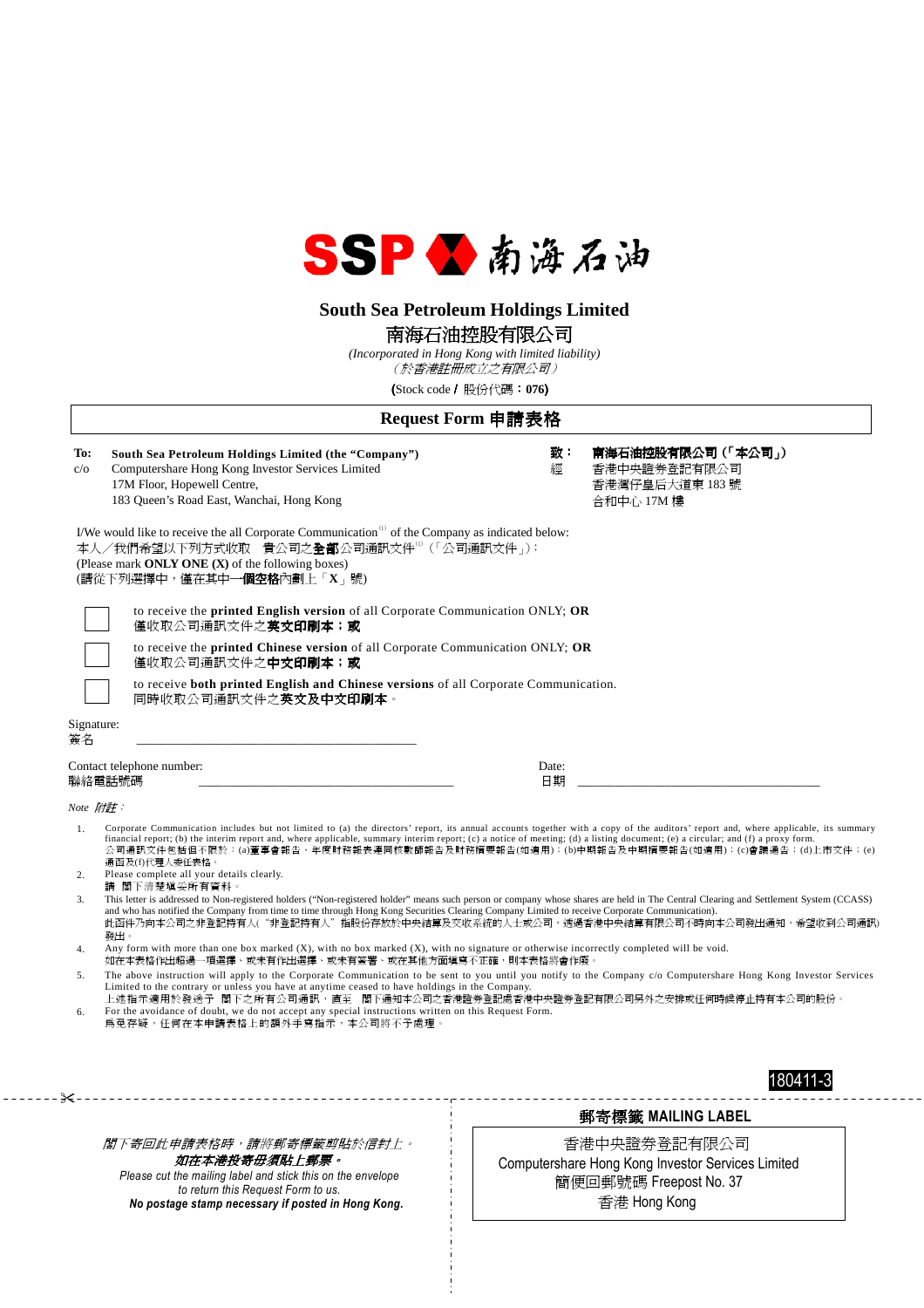# South Sea Petroleum Holdings Limited

# 南海石油控股有限公司

*(Incorporated in Hong Kong with limited liability)*
*（於香港註冊成立之有限公司）*

**(**Stock code **/** 股份代碼**：076)**

## Request Form 申請表格

**To:** **South Sea Petroleum Holdings Limited (the "Company")**
c/o Computershare Hong Kong Investor Services Limited
17M Floor, Hopewell Centre,
183 Queen's Road East, Wanchai, Hong Kong

**致：** **南海石油控股有限公司（「本公司」）**
經 香港中央證券登記有限公司
香港灣仔皇后大道東 183 號
合和中心 17M 樓

I/We would like to receive the all Corporate Communication[1] of the Company as indicated below:
本人／我們希望以下列方式收取 貴公司之**全部**公司通訊文件[1]（「公司通訊文件」）：
(Please mark **ONLY ONE (X)** of the following boxes)
(請從下列選擇中，僅在其中**一個空格**內劃上「**X**」號)

☐ to receive the **printed English version** of all Corporate Communication ONLY; **OR**
僅收取公司通訊文件之**英文印刷本；或**

☐ to receive the **printed Chinese version** of all Corporate Communication ONLY; **OR**
僅收取公司通訊文件之**中文印刷本；或**

☐ to receive **both printed English and Chinese versions** of all Corporate Communication.
同時收取公司通訊文件之**英文及中文印刷本**。

Signature:
簽名 \_\_\_\_\_\_\_\_\_\_\_\_\_\_\_\_\_\_\_\_\_\_\_\_\_\_\_\_\_\_\_\_\_\_\_\_\_\_\_\_\_\_

Contact telephone number:
聯絡電話號碼 \_\_\_\_\_\_\_\_\_\_\_\_\_\_\_\_\_\_\_\_\_\_\_\_\_\_\_\_\_\_\_\_\_\_\_\_\_\_

Date:
日期 \_\_\_\_\_\_\_\_\_\_\_\_\_\_\_\_\_\_\_\_\_\_\_\_\_\_\_\_\_\_\_\_\_\_\_\_\_\_

*Note 附註：*

1. Corporate Communication includes but not limited to (a) the directors' report, its annual accounts together with a copy of the auditors' report and, where applicable, its summary financial report; (b) the interim report and, where applicable, summary interim report; (c) a notice of meeting; (d) a listing document; (e) a circular; and (f) a proxy form.
公司通訊文件包括但不限於：(a)董事會報告、年度財務報表連同核數師報告及財務摘要報告(如適用)；(b)中期報告及中期摘要報告(如適用)；(c)會議通告；(d)上市文件；(e)通函及(f)代理人委任表格。
2. Please complete all your details clearly.
請 閣下清楚填妥所有資料。
3. This letter is addressed to Non-registered holders ("Non-registered holder" means such person or company whose shares are held in The Central Clearing and Settlement System (CCASS) and who has notified the Company from time to time through Hong Kong Securities Clearing Company Limited to receive Corporate Communication).
此函件乃向本公司之非登記持有人("非登記持有人"指股份存放於中央結算及交收系統的人士或公司，透過香港中央結算有限公司不時向本公司發出通知，希望收到公司通訊)發出。
4. Any form with more than one box marked (X), with no box marked (X), with no signature or otherwise incorrectly completed will be void.
如在本表格作出超過一項選擇、或未有作出選擇、或未有簽署、或在其他方面填寫不正確，則本表格將會作廢。
5. The above instruction will apply to the Corporate Communication to be sent to you until you notify to the Company c/o Computershare Hong Kong Investor Services Limited to the contrary or unless you have at anytime ceased to have holdings in the Company.
上述指示適用於發送予 閣下之所有公司通訊，直至 閣下通知本公司之香港證券登記處香港中央證券登記有限公司另外之安排或任何時候停止持有本公司的股份。
6. For the avoidance of doubt, we do not accept any special instructions written on this Request Form.
為免存疑，任何在本申請表格上的額外手寫指示，本公司將不予處理。

180411-3

---

*閣下寄回此申請表格時，請將郵寄標籤剪貼於信封上。*
***如在本港投寄毋須貼上郵票。***
*Please cut the mailing label and stick this on the envelope to return this Request Form to us.*
***No postage stamp necessary if posted in Hong Kong.***

**郵寄標籤 MAILING LABEL**

香港中央證券登記有限公司
Computershare Hong Kong Investor Services Limited
簡便回郵號碼 Freepost No. 37
香港 Hong Kong